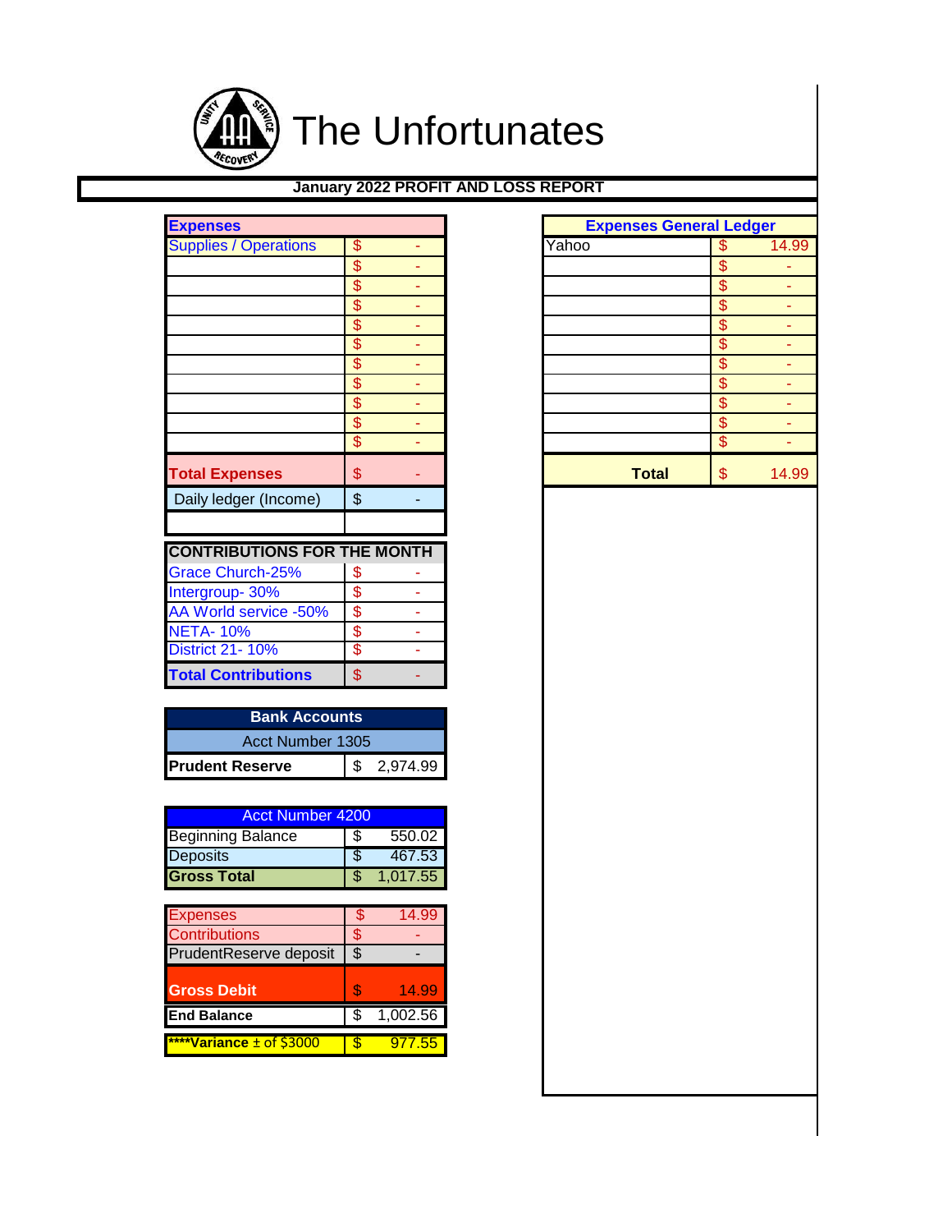# The Unfortunates

## January 2022 PROFIT AND LOSS REPORT

| Expenses | |
|---|---|
| Supplies / Operations | $ - |
| | $ - |
| | $ - |
| | $ - |
| | $ - |
| | $ - |
| | $ - |
| | $ - |
| | $ - |
| | $ - |
| | $ - |
| **Total Expenses** | $ - |
| Daily ledger (Income) | $ - |
| | |

| Expenses General Ledger | |
|---|---|
| Yahoo | $ 14.99 |
| | $ - |
| | $ - |
| | $ - |
| | $ - |
| | $ - |
| | $ - |
| | $ - |
| | $ - |
| | $ - |
| | $ - |
| **Total** | $ 14.99 |

| CONTRIBUTIONS FOR THE MONTH | |
|---|---|
| Grace Church-25% | $ - |
| Intergroup- 30% | $ - |
| AA World service -50% | $ - |
| NETA- 10% | $ - |
| District 21- 10% | $ - |
| **Total Contributions** | $ - |

| Bank Accounts | |
|---|---|
| Acct Number 1305 | |
| **Prudent Reserve** | $ 2,974.99 |

| Acct Number 4200 | |
|---|---|
| Beginning Balance | $ 550.02 |
| Deposits | $ 467.53 |
| **Gross Total** | $ 1,017.55 |

| | |
|---|---|
| Expenses | $ 14.99 |
| Contributions | $ - |
| PrudentReserve deposit | $ - |
| **Gross Debit** | $ 14.99 |
| **End Balance** | $ 1,002.56 |
| ****Variance ± of $3000 | $ 977.55 |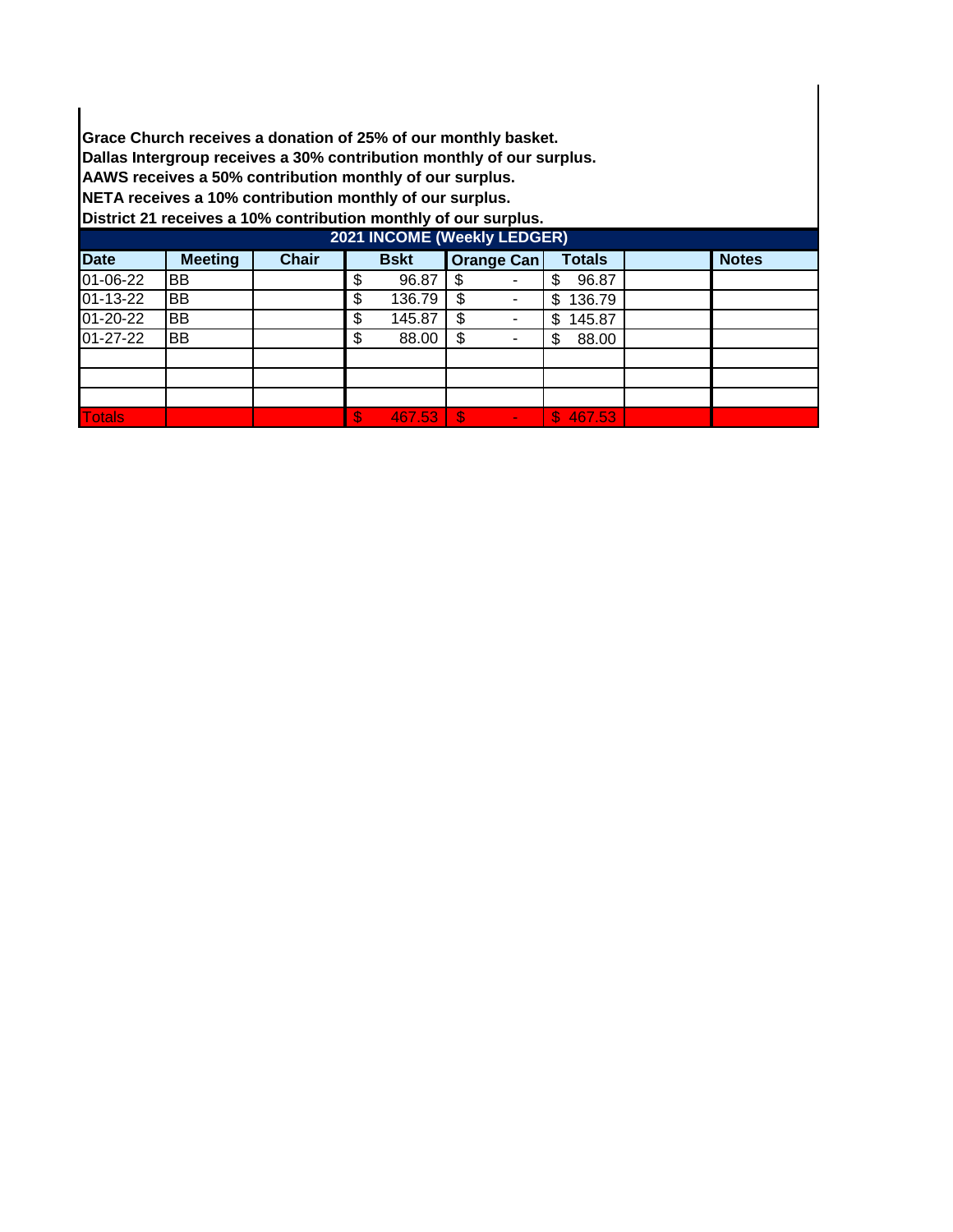**Grace Church receives a donation of 25% of our monthly basket.**
**Dallas Intergroup receives a 30% contribution monthly of our surplus.**
**AAWS receives a 50% contribution monthly of our surplus.**
**NETA receives a 10% contribution monthly of our surplus.**
**District 21 receives a 10% contribution monthly of our surplus.**

**2021 INCOME (Weekly LEDGER)**

| Date | Meeting | Chair | Bskt | Orange Can | Totals | | Notes |
|---|---|---|---|---|---|---|---|
| 01-06-22 | BB | | $ 96.87 | $ - | $ 96.87 | | |
| 01-13-22 | BB | | $ 136.79 | $ - | $ 136.79 | | |
| 01-20-22 | BB | | $ 145.87 | $ - | $ 145.87 | | |
| 01-27-22 | BB | | $ 88.00 | $ - | $ 88.00 | | |
| | | | | | | | |
| | | | | | | | |
| | | | | | | | |
| Totals | | | $ 467.53 | $ - | $ 467.53 | | |